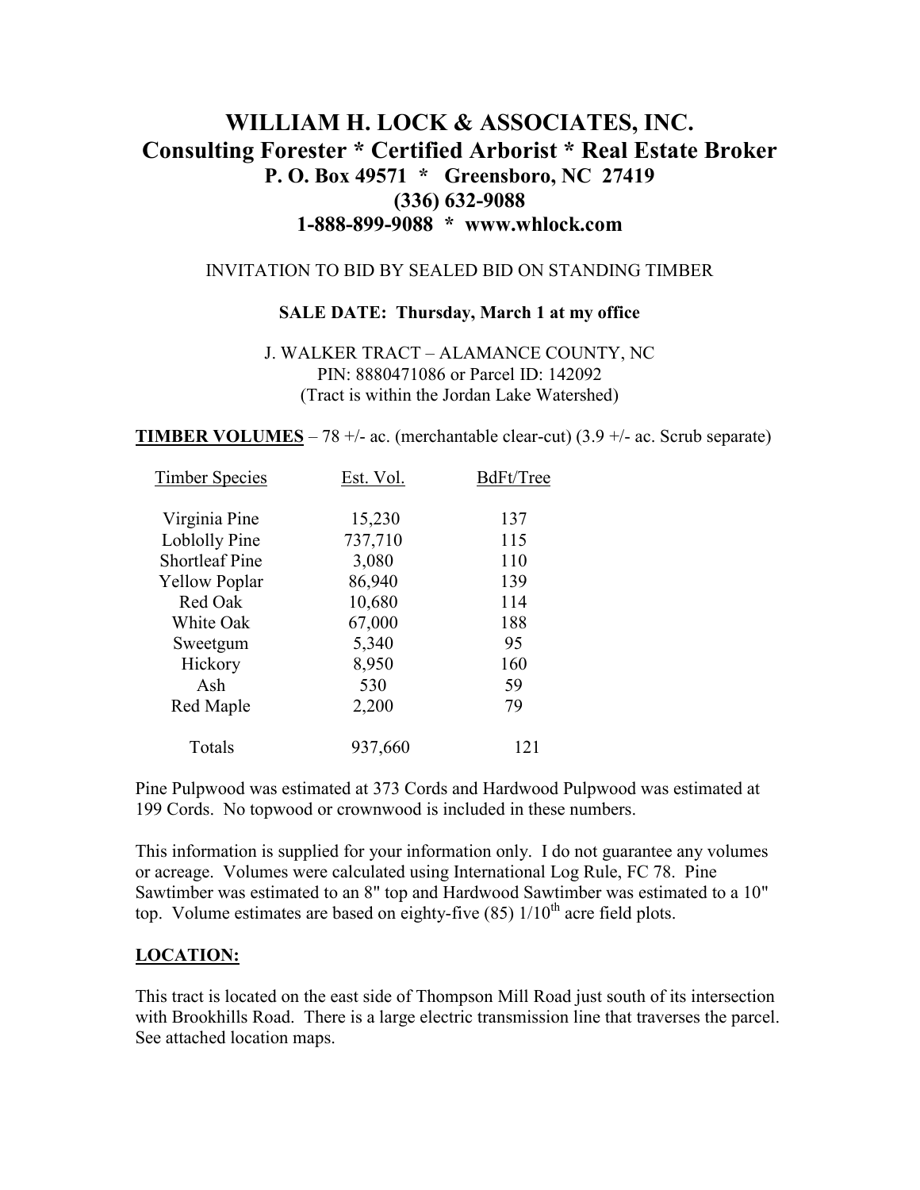# WILLIAM H. LOCK & ASSOCIATES, INC.
## Consulting Forester * Certified Arborist * Real Estate Broker
### P. O. Box 49571 * Greensboro, NC 27419
### (336) 632-9088
### 1-888-899-9088 * www.whlock.com

INVITATION TO BID BY SEALED BID ON STANDING TIMBER

**SALE DATE: Thursday, March 1 at my office**

J. WALKER TRACT – ALAMANCE COUNTY, NC
PIN: 8880471086 or Parcel ID: 142092
(Tract is within the Jordan Lake Watershed)

**TIMBER VOLUMES** – 78 +/- ac. (merchantable clear-cut) (3.9 +/- ac. Scrub separate)

| Timber Species | Est. Vol. | BdFt/Tree |
|---|---|---|
| Virginia Pine | 15,230 | 137 |
| Loblolly Pine | 737,710 | 115 |
| Shortleaf Pine | 3,080 | 110 |
| Yellow Poplar | 86,940 | 139 |
| Red Oak | 10,680 | 114 |
| White Oak | 67,000 | 188 |
| Sweetgum | 5,340 | 95 |
| Hickory | 8,950 | 160 |
| Ash | 530 | 59 |
| Red Maple | 2,200 | 79 |
| Totals | 937,660 | 121 |

Pine Pulpwood was estimated at 373 Cords and Hardwood Pulpwood was estimated at 199 Cords. No topwood or crownwood is included in these numbers.

This information is supplied for your information only. I do not guarantee any volumes or acreage. Volumes were calculated using International Log Rule, FC 78. Pine Sawtimber was estimated to an 8" top and Hardwood Sawtimber was estimated to a 10" top. Volume estimates are based on eighty-five (85) 1/10th acre field plots.

## LOCATION:

This tract is located on the east side of Thompson Mill Road just south of its intersection with Brookhills Road. There is a large electric transmission line that traverses the parcel. See attached location maps.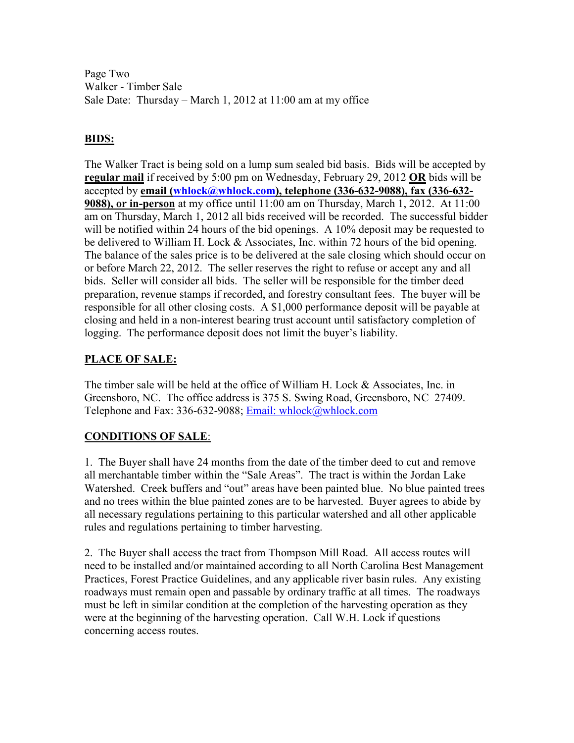Page Two
Walker - Timber Sale
Sale Date: Thursday – March 1, 2012 at 11:00 am at my office

## BIDS:

The Walker Tract is being sold on a lump sum sealed bid basis. Bids will be accepted by **regular mail** if received by 5:00 pm on Wednesday, February 29, 2012 **OR** bids will be accepted by **email (whlock@whlock.com), telephone (336-632-9088), fax (336-632-9088), or in-person** at my office until 11:00 am on Thursday, March 1, 2012. At 11:00 am on Thursday, March 1, 2012 all bids received will be recorded. The successful bidder will be notified within 24 hours of the bid openings. A 10% deposit may be requested to be delivered to William H. Lock & Associates, Inc. within 72 hours of the bid opening. The balance of the sales price is to be delivered at the sale closing which should occur on or before March 22, 2012. The seller reserves the right to refuse or accept any and all bids. Seller will consider all bids. The seller will be responsible for the timber deed preparation, revenue stamps if recorded, and forestry consultant fees. The buyer will be responsible for all other closing costs. A $1,000 performance deposit will be payable at closing and held in a non-interest bearing trust account until satisfactory completion of logging. The performance deposit does not limit the buyer's liability.

## PLACE OF SALE:

The timber sale will be held at the office of William H. Lock & Associates, Inc. in Greensboro, NC. The office address is 375 S. Swing Road, Greensboro, NC 27409. Telephone and Fax: 336-632-9088; Email: whlock@whlock.com

## CONDITIONS OF SALE:

1. The Buyer shall have 24 months from the date of the timber deed to cut and remove all merchantable timber within the "Sale Areas". The tract is within the Jordan Lake Watershed. Creek buffers and "out" areas have been painted blue. No blue painted trees and no trees within the blue painted zones are to be harvested. Buyer agrees to abide by all necessary regulations pertaining to this particular watershed and all other applicable rules and regulations pertaining to timber harvesting.

2. The Buyer shall access the tract from Thompson Mill Road. All access routes will need to be installed and/or maintained according to all North Carolina Best Management Practices, Forest Practice Guidelines, and any applicable river basin rules. Any existing roadways must remain open and passable by ordinary traffic at all times. The roadways must be left in similar condition at the completion of the harvesting operation as they were at the beginning of the harvesting operation. Call W.H. Lock if questions concerning access routes.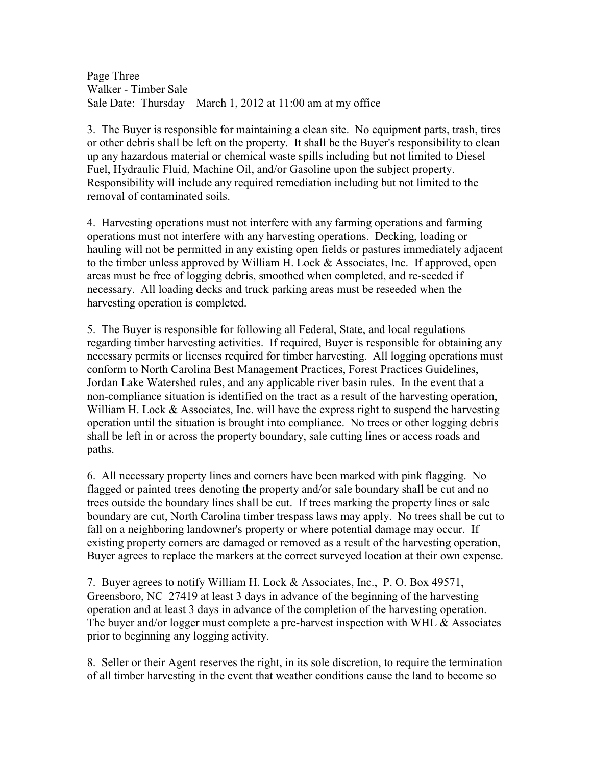3. The Buyer is responsible for maintaining a clean site. No equipment parts, trash, tires or other debris shall be left on the property. It shall be the Buyer's responsibility to clean up any hazardous material or chemical waste spills including but not limited to Diesel Fuel, Hydraulic Fluid, Machine Oil, and/or Gasoline upon the subject property. Responsibility will include any required remediation including but not limited to the removal of contaminated soils.

4. Harvesting operations must not interfere with any farming operations and farming operations must not interfere with any harvesting operations. Decking, loading or hauling will not be permitted in any existing open fields or pastures immediately adjacent to the timber unless approved by William H. Lock & Associates, Inc. If approved, open areas must be free of logging debris, smoothed when completed, and re-seeded if necessary. All loading decks and truck parking areas must be reseeded when the harvesting operation is completed.

5. The Buyer is responsible for following all Federal, State, and local regulations regarding timber harvesting activities. If required, Buyer is responsible for obtaining any necessary permits or licenses required for timber harvesting. All logging operations must conform to North Carolina Best Management Practices, Forest Practices Guidelines, Jordan Lake Watershed rules, and any applicable river basin rules. In the event that a non-compliance situation is identified on the tract as a result of the harvesting operation, William H. Lock & Associates, Inc. will have the express right to suspend the harvesting operation until the situation is brought into compliance. No trees or other logging debris shall be left in or across the property boundary, sale cutting lines or access roads and paths.

6. All necessary property lines and corners have been marked with pink flagging. No flagged or painted trees denoting the property and/or sale boundary shall be cut and no trees outside the boundary lines shall be cut. If trees marking the property lines or sale boundary are cut, North Carolina timber trespass laws may apply. No trees shall be cut to fall on a neighboring landowner's property or where potential damage may occur. If existing property corners are damaged or removed as a result of the harvesting operation, Buyer agrees to replace the markers at the correct surveyed location at their own expense.

7. Buyer agrees to notify William H. Lock & Associates, Inc., P. O. Box 49571, Greensboro, NC 27419 at least 3 days in advance of the beginning of the harvesting operation and at least 3 days in advance of the completion of the harvesting operation. The buyer and/or logger must complete a pre-harvest inspection with WHL & Associates prior to beginning any logging activity.

8. Seller or their Agent reserves the right, in its sole discretion, to require the termination of all timber harvesting in the event that weather conditions cause the land to become so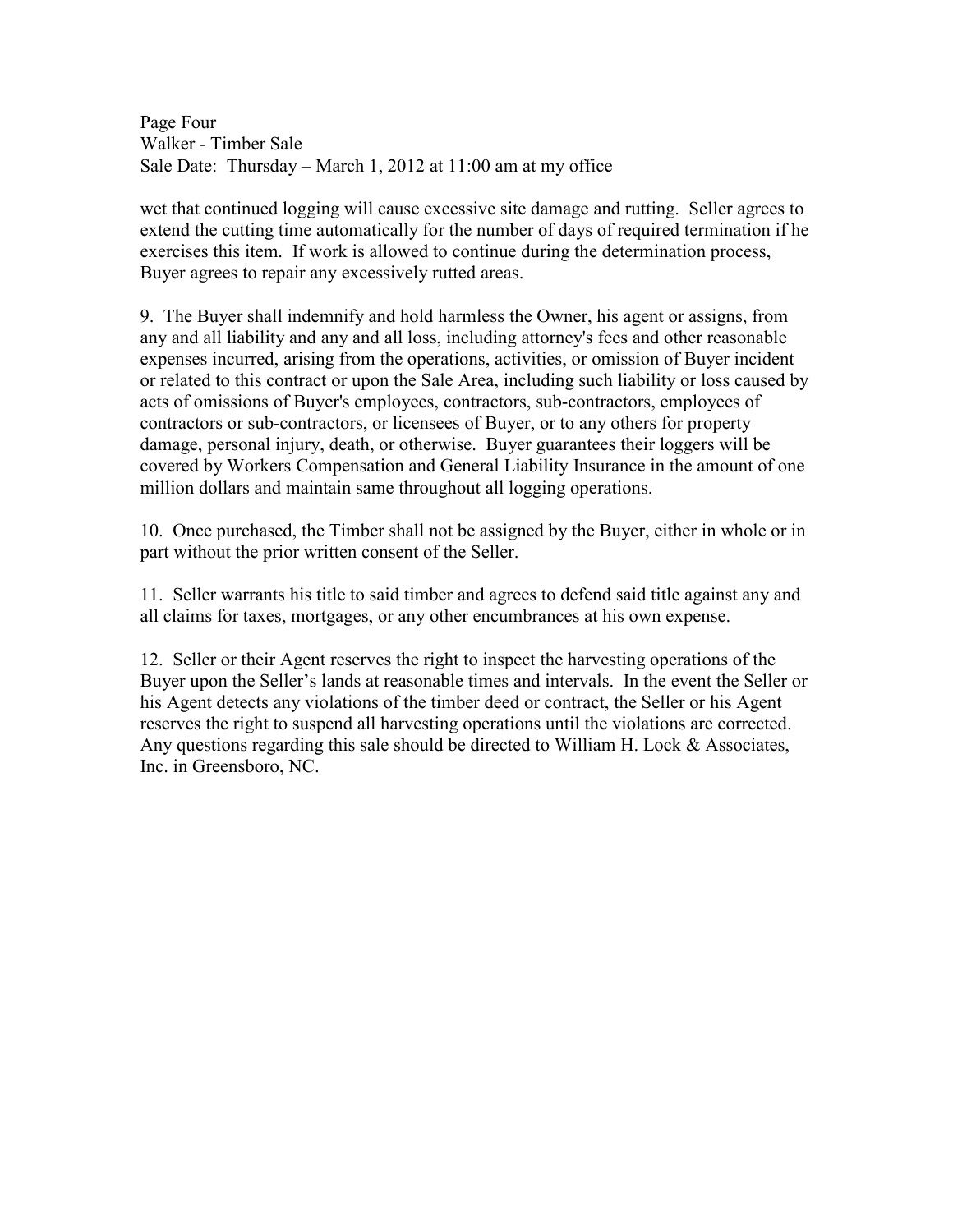wet that continued logging will cause excessive site damage and rutting. Seller agrees to extend the cutting time automatically for the number of days of required termination if he exercises this item. If work is allowed to continue during the determination process, Buyer agrees to repair any excessively rutted areas.

9. The Buyer shall indemnify and hold harmless the Owner, his agent or assigns, from any and all liability and any and all loss, including attorney's fees and other reasonable expenses incurred, arising from the operations, activities, or omission of Buyer incident or related to this contract or upon the Sale Area, including such liability or loss caused by acts of omissions of Buyer's employees, contractors, sub-contractors, employees of contractors or sub-contractors, or licensees of Buyer, or to any others for property damage, personal injury, death, or otherwise. Buyer guarantees their loggers will be covered by Workers Compensation and General Liability Insurance in the amount of one million dollars and maintain same throughout all logging operations.

10. Once purchased, the Timber shall not be assigned by the Buyer, either in whole or in part without the prior written consent of the Seller.

11. Seller warrants his title to said timber and agrees to defend said title against any and all claims for taxes, mortgages, or any other encumbrances at his own expense.

12. Seller or their Agent reserves the right to inspect the harvesting operations of the Buyer upon the Seller's lands at reasonable times and intervals. In the event the Seller or his Agent detects any violations of the timber deed or contract, the Seller or his Agent reserves the right to suspend all harvesting operations until the violations are corrected. Any questions regarding this sale should be directed to William H. Lock & Associates, Inc. in Greensboro, NC.